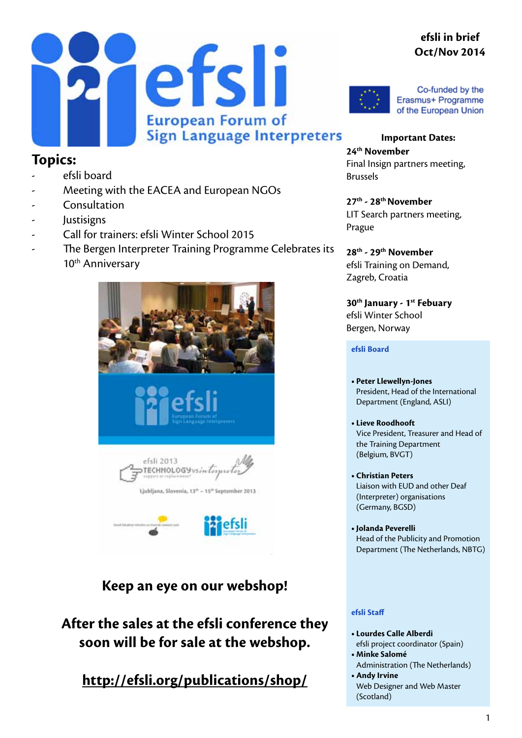# efsli

European Forum of Sign Language Interpreters

**efsli in brief**
**Oct/Nov 2014**

Co-funded by the Erasmus+ Programme of the European Union

## Topics:

- efsli board
- Meeting with the EACEA and European NGOs
- Consultation
- Justisigns
- Call for trainers: efsli Winter School 2015
- The Bergen Interpreter Training Programme Celebrates its 10th Anniversary

**Keep an eye on our webshop!**

**After the sales at the efsli conference they soon will be for sale at the webshop.**

**http://efsli.org/publications/shop/**

### Important Dates:

**24th November**
Final Insign partners meeting, Brussels

**27th - 28th November**
LIT Search partners meeting, Prague

**28th - 29th November**
efsli Training on Demand, Zagreb, Croatia

**30th January - 1st Febuary**
efsli Winter School
Bergen, Norway

### efsli Board

- **Peter Llewellyn-Jones**
  President, Head of the International Department (England, ASLI)
- **Lieve Roodhooft**
  Vice President, Treasurer and Head of the Training Department (Belgium, BVGT)
- **Christian Peters**
  Liaison with EUD and other Deaf (Interpreter) organisations (Germany, BGSD)
- **Jolanda Peverelli**
  Head of the Publicity and Promotion Department (The Netherlands, NBTG)

### efsli Staff

- **Lourdes Calle Alberdi**
  efsli project coordinator (Spain)
- **Minke Salomé**
  Administration (The Netherlands)
- **Andy Irvine**
  Web Designer and Web Master (Scotland)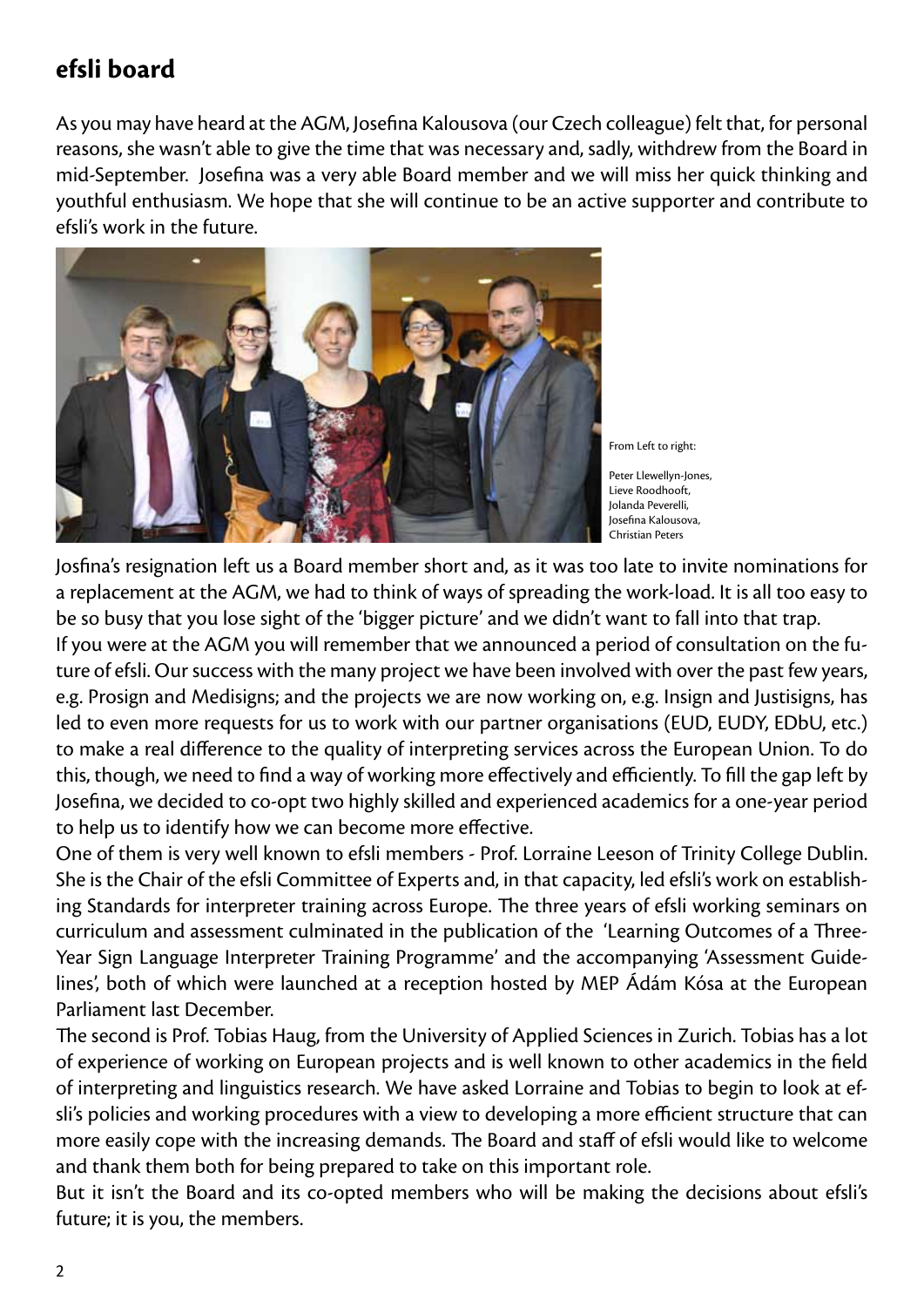## efsli board

As you may have heard at the AGM, Josefina Kalousova (our Czech colleague) felt that, for personal reasons, she wasn't able to give the time that was necessary and, sadly, withdrew from the Board in mid-September. Josefina was a very able Board member and we will miss her quick thinking and youthful enthusiasm. We hope that she will continue to be an active supporter and contribute to efsli's work in the future.

From Left to right:

Peter Llewellyn-Jones, Lieve Roodhooft, Jolanda Peverelli, Josefina Kalousova, Christian Peters

Josfina's resignation left us a Board member short and, as it was too late to invite nominations for a replacement at the AGM, we had to think of ways of spreading the work-load. It is all too easy to be so busy that you lose sight of the 'bigger picture' and we didn't want to fall into that trap.

If you were at the AGM you will remember that we announced a period of consultation on the future of efsli. Our success with the many project we have been involved with over the past few years, e.g. Prosign and Medisigns; and the projects we are now working on, e.g. Insign and Justisigns, has led to even more requests for us to work with our partner organisations (EUD, EUDY, EDbU, etc.) to make a real difference to the quality of interpreting services across the European Union. To do this, though, we need to find a way of working more effectively and efficiently. To fill the gap left by Josefina, we decided to co-opt two highly skilled and experienced academics for a one-year period to help us to identify how we can become more effective.

One of them is very well known to efsli members - Prof. Lorraine Leeson of Trinity College Dublin. She is the Chair of the efsli Committee of Experts and, in that capacity, led efsli's work on establishing Standards for interpreter training across Europe. The three years of efsli working seminars on curriculum and assessment culminated in the publication of the 'Learning Outcomes of a Three-Year Sign Language Interpreter Training Programme' and the accompanying 'Assessment Guidelines', both of which were launched at a reception hosted by MEP Ádám Kósa at the European Parliament last December.

The second is Prof. Tobias Haug, from the University of Applied Sciences in Zurich. Tobias has a lot of experience of working on European projects and is well known to other academics in the field of interpreting and linguistics research. We have asked Lorraine and Tobias to begin to look at efsli's policies and working procedures with a view to developing a more efficient structure that can more easily cope with the increasing demands. The Board and staff of efsli would like to welcome and thank them both for being prepared to take on this important role.

But it isn't the Board and its co-opted members who will be making the decisions about efsli's future; it is you, the members.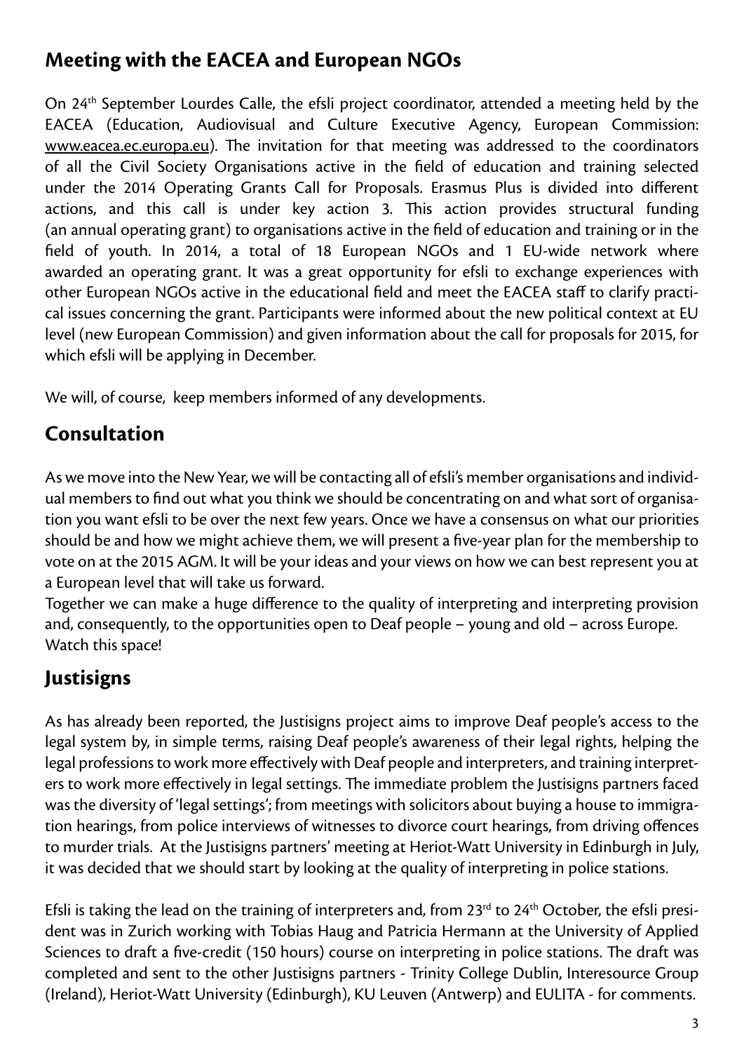## Meeting with the EACEA and European NGOs

On 24th September Lourdes Calle, the efsli project coordinator, attended a meeting held by the EACEA (Education, Audiovisual and Culture Executive Agency, European Commission: www.eacea.ec.europa.eu). The invitation for that meeting was addressed to the coordinators of all the Civil Society Organisations active in the field of education and training selected under the 2014 Operating Grants Call for Proposals. Erasmus Plus is divided into different actions, and this call is under key action 3. This action provides structural funding (an annual operating grant) to organisations active in the field of education and training or in the field of youth. In 2014, a total of 18 European NGOs and 1 EU-wide network where awarded an operating grant. It was a great opportunity for efsli to exchange experiences with other European NGOs active in the educational field and meet the EACEA staff to clarify practical issues concerning the grant. Participants were informed about the new political context at EU level (new European Commission) and given information about the call for proposals for 2015, for which efsli will be applying in December.

We will, of course, keep members informed of any developments.

## Consultation

As we move into the New Year, we will be contacting all of efsli's member organisations and individual members to find out what you think we should be concentrating on and what sort of organisation you want efsli to be over the next few years. Once we have a consensus on what our priorities should be and how we might achieve them, we will present a five-year plan for the membership to vote on at the 2015 AGM. It will be your ideas and your views on how we can best represent you at a European level that will take us forward.
Together we can make a huge difference to the quality of interpreting and interpreting provision and, consequently, to the opportunities open to Deaf people – young and old – across Europe.
Watch this space!

## Justisigns

As has already been reported, the Justisigns project aims to improve Deaf people's access to the legal system by, in simple terms, raising Deaf people's awareness of their legal rights, helping the legal professions to work more effectively with Deaf people and interpreters, and training interpreters to work more effectively in legal settings. The immediate problem the Justisigns partners faced was the diversity of 'legal settings'; from meetings with solicitors about buying a house to immigration hearings, from police interviews of witnesses to divorce court hearings, from driving offences to murder trials. At the Justisigns partners' meeting at Heriot-Watt University in Edinburgh in July, it was decided that we should start by looking at the quality of interpreting in police stations.

Efsli is taking the lead on the training of interpreters and, from 23rd to 24th October, the efsli president was in Zurich working with Tobias Haug and Patricia Hermann at the University of Applied Sciences to draft a five-credit (150 hours) course on interpreting in police stations. The draft was completed and sent to the other Justisigns partners - Trinity College Dublin, Interesource Group (Ireland), Heriot-Watt University (Edinburgh), KU Leuven (Antwerp) and EULITA - for comments.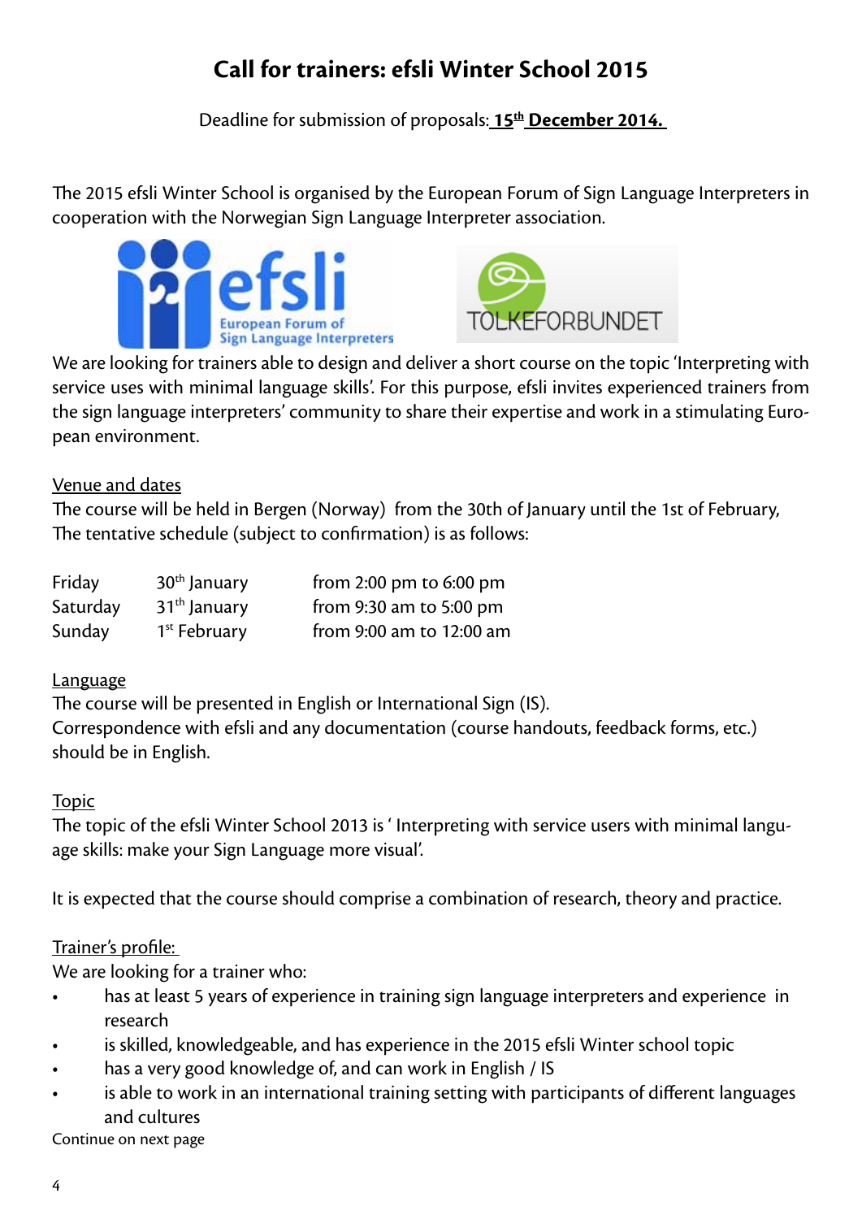# Call for trainers: efsli Winter School 2015

Deadline for submission of proposals: **15th December 2014.**

The 2015 efsli Winter School is organised by the European Forum of Sign Language Interpreters in cooperation with the Norwegian Sign Language Interpreter association.

We are looking for trainers able to design and deliver a short course on the topic 'Interpreting with service uses with minimal language skills'. For this purpose, efsli invites experienced trainers from the sign language interpreters' community to share their expertise and work in a stimulating European environment.

Venue and dates

The course will be held in Bergen (Norway) from the 30th of January until the 1st of February, The tentative schedule (subject to confirmation) is as follows:

| | | |
|---|---|---|
| Friday | 30th January | from 2:00 pm to 6:00 pm |
| Saturday | 31th January | from 9:30 am to 5:00 pm |
| Sunday | 1st February | from 9:00 am to 12:00 am |

Language

The course will be presented in English or International Sign (IS).
Correspondence with efsli and any documentation (course handouts, feedback forms, etc.) should be in English.

Topic

The topic of the efsli Winter School 2013 is ' Interpreting with service users with minimal language skills: make your Sign Language more visual'.

It is expected that the course should comprise a combination of research, theory and practice.

Trainer's profile:

We are looking for a trainer who:

- has at least 5 years of experience in training sign language interpreters and experience in research
- is skilled, knowledgeable, and has experience in the 2015 efsli Winter school topic
- has a very good knowledge of, and can work in English / IS
- is able to work in an international training setting with participants of different languages and cultures

Continue on next page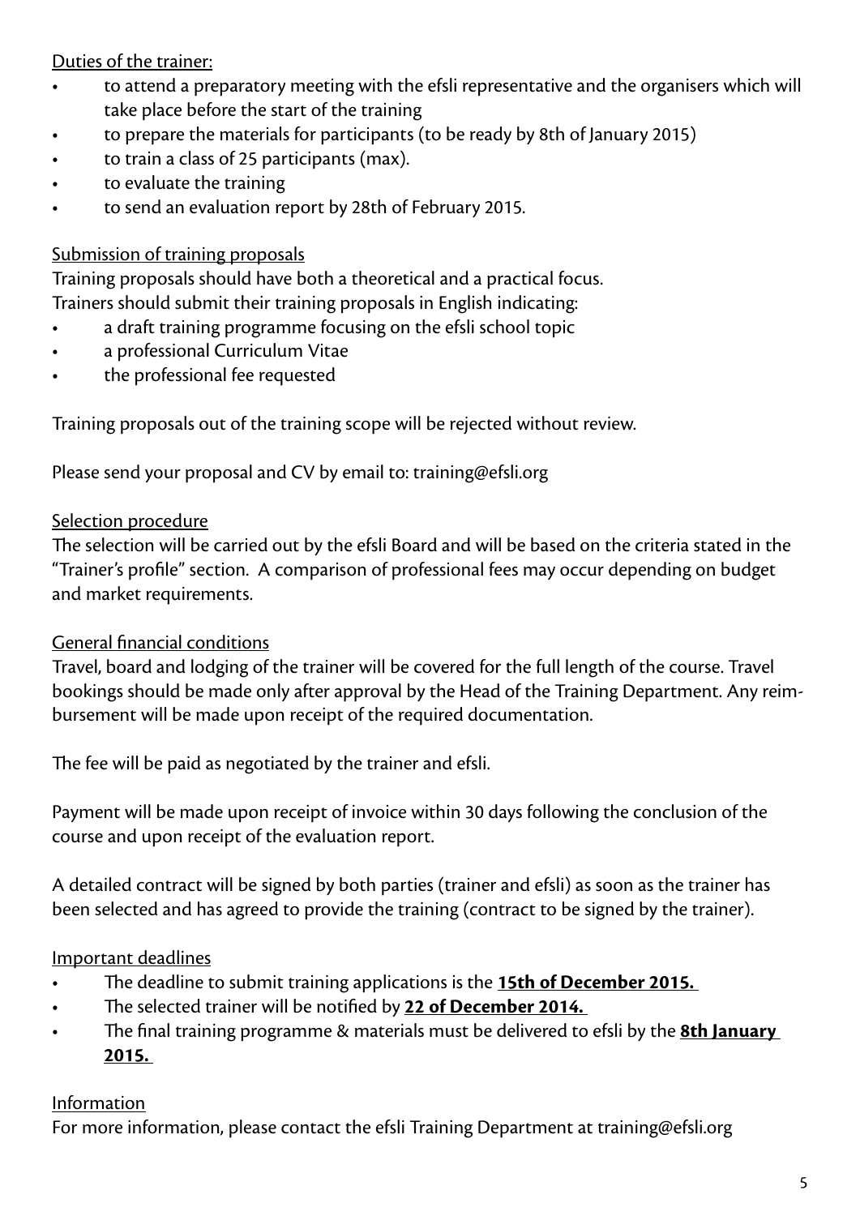Duties of the trainer:

- to attend a preparatory meeting with the efsli representative and the organisers which will take place before the start of the training
- to prepare the materials for participants (to be ready by 8th of January 2015)
- to train a class of 25 participants (max).
- to evaluate the training
- to send an evaluation report by 28th of February 2015.

Submission of training proposals

Training proposals should have both a theoretical and a practical focus.
Trainers should submit their training proposals in English indicating:

- a draft training programme focusing on the efsli school topic
- a professional Curriculum Vitae
- the professional fee requested

Training proposals out of the training scope will be rejected without review.

Please send your proposal and CV by email to: training@efsli.org

Selection procedure

The selection will be carried out by the efsli Board and will be based on the criteria stated in the "Trainer's profile" section. A comparison of professional fees may occur depending on budget and market requirements.

General financial conditions

Travel, board and lodging of the trainer will be covered for the full length of the course. Travel bookings should be made only after approval by the Head of the Training Department. Any reimbursement will be made upon receipt of the required documentation.

The fee will be paid as negotiated by the trainer and efsli.

Payment will be made upon receipt of invoice within 30 days following the conclusion of the course and upon receipt of the evaluation report.

A detailed contract will be signed by both parties (trainer and efsli) as soon as the trainer has been selected and has agreed to provide the training (contract to be signed by the trainer).

Important deadlines

- The deadline to submit training applications is the **15th of December 2015.**
- The selected trainer will be notified by **22 of December 2014.**
- The final training programme & materials must be delivered to efsli by the **8th January 2015.**

Information

For more information, please contact the efsli Training Department at training@efsli.org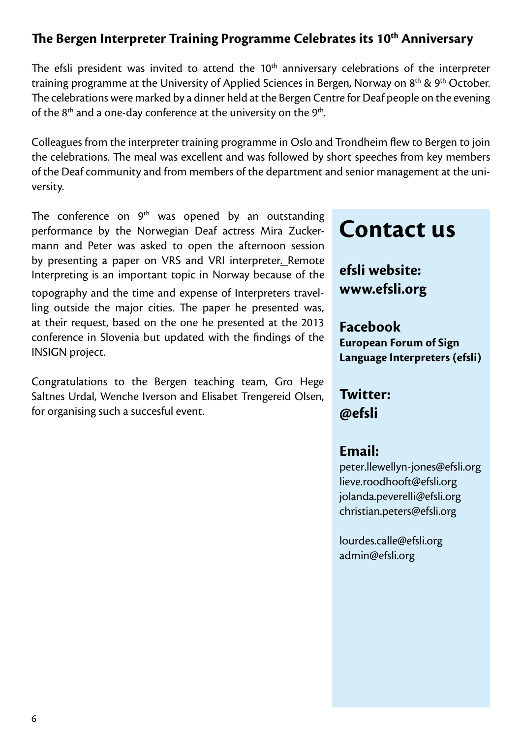## The Bergen Interpreter Training Programme Celebrates its 10th Anniversary

The efsli president was invited to attend the 10th anniversary celebrations of the interpreter training programme at the University of Applied Sciences in Bergen, Norway on 8th & 9th October. The celebrations were marked by a dinner held at the Bergen Centre for Deaf people on the evening of the 8th and a one-day conference at the university on the 9th.

Colleagues from the interpreter training programme in Oslo and Trondheim flew to Bergen to join the celebrations. The meal was excellent and was followed by short speeches from key members of the Deaf community and from members of the department and senior management at the university.

The conference on 9th was opened by an outstanding performance by the Norwegian Deaf actress Mira Zuckermann and Peter was asked to open the afternoon session by presenting a paper on VRS and VRI interpreter. Remote Interpreting is an important topic in Norway because of the topography and the time and expense of Interpreters travelling outside the major cities. The paper he presented was, at their request, based on the one he presented at the 2013 conference in Slovenia but updated with the findings of the INSIGN project.

Congratulations to the Bergen teaching team, Gro Hege Saltnes Urdal, Wenche Iverson and Elisabet Trengereid Olsen, for organising such a succesful event.

# Contact us

## efsli website: www.efsli.org

**Facebook**
**European Forum of Sign Language Interpreters (efsli)**

**Twitter: @efsli**

**Email:**
peter.llewellyn-jones@efsli.org
lieve.roodhooft@efsli.org
jolanda.peverelli@efsli.org
christian.peters@efsli.org

lourdes.calle@efsli.org
admin@efsli.org